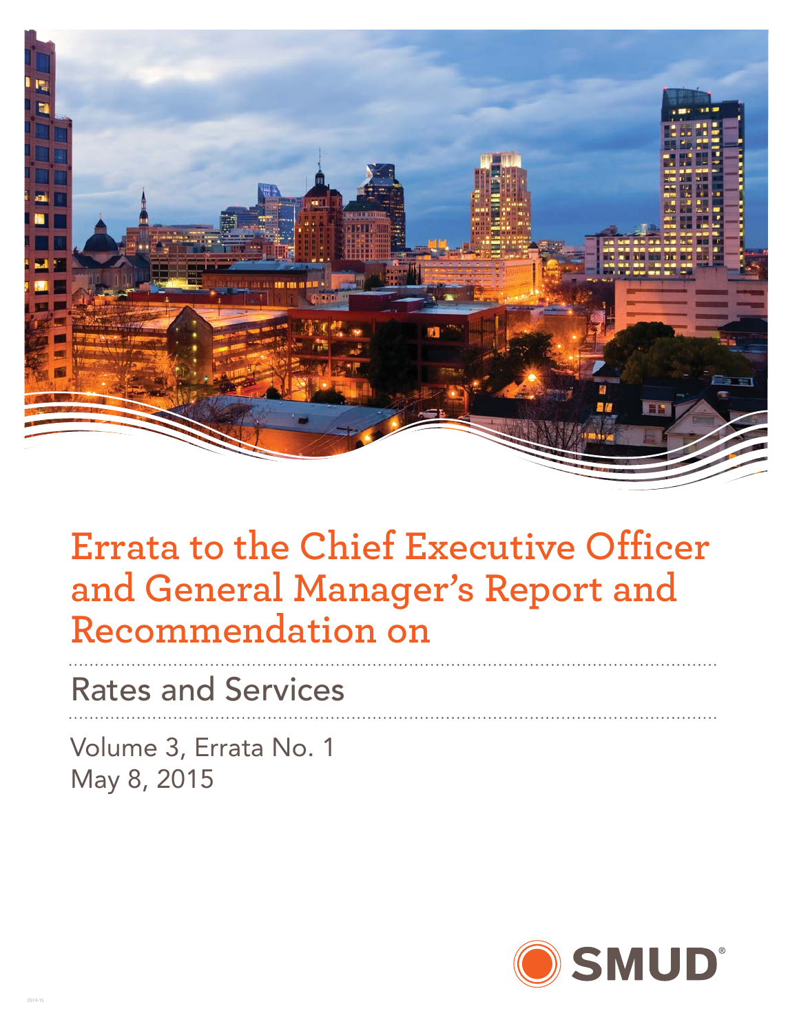# Errata to the Chief Executive Officer and General Manager's Report and Recommendation on

## Rates and Services

Volume 3, Errata No. 1
May 8, 2015

SMUD®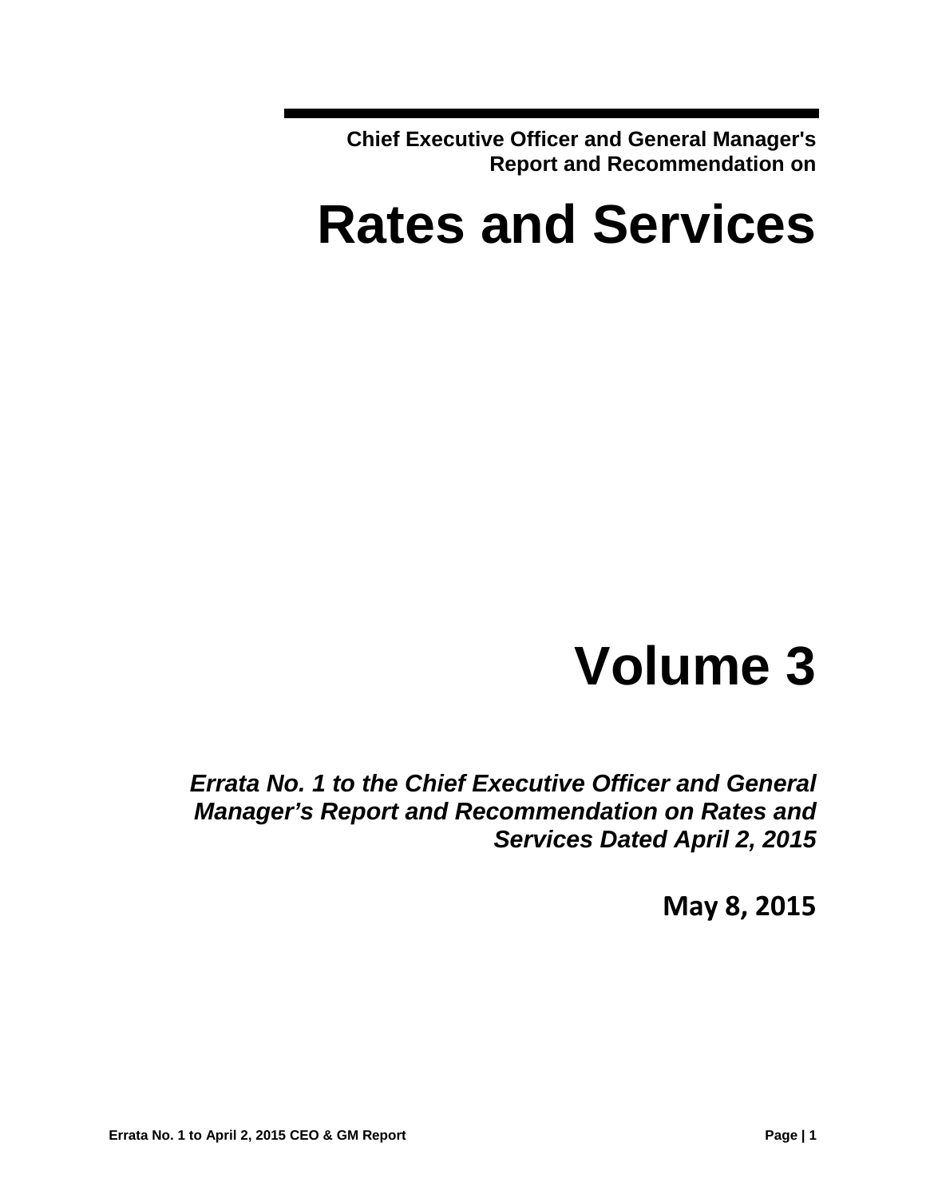**Chief Executive Officer and General Manager's Report and Recommendation on**

# Rates and Services

# Volume 3

***Errata No. 1 to the Chief Executive Officer and General Manager's Report and Recommendation on Rates and Services Dated April 2, 2015***

**May 8, 2015**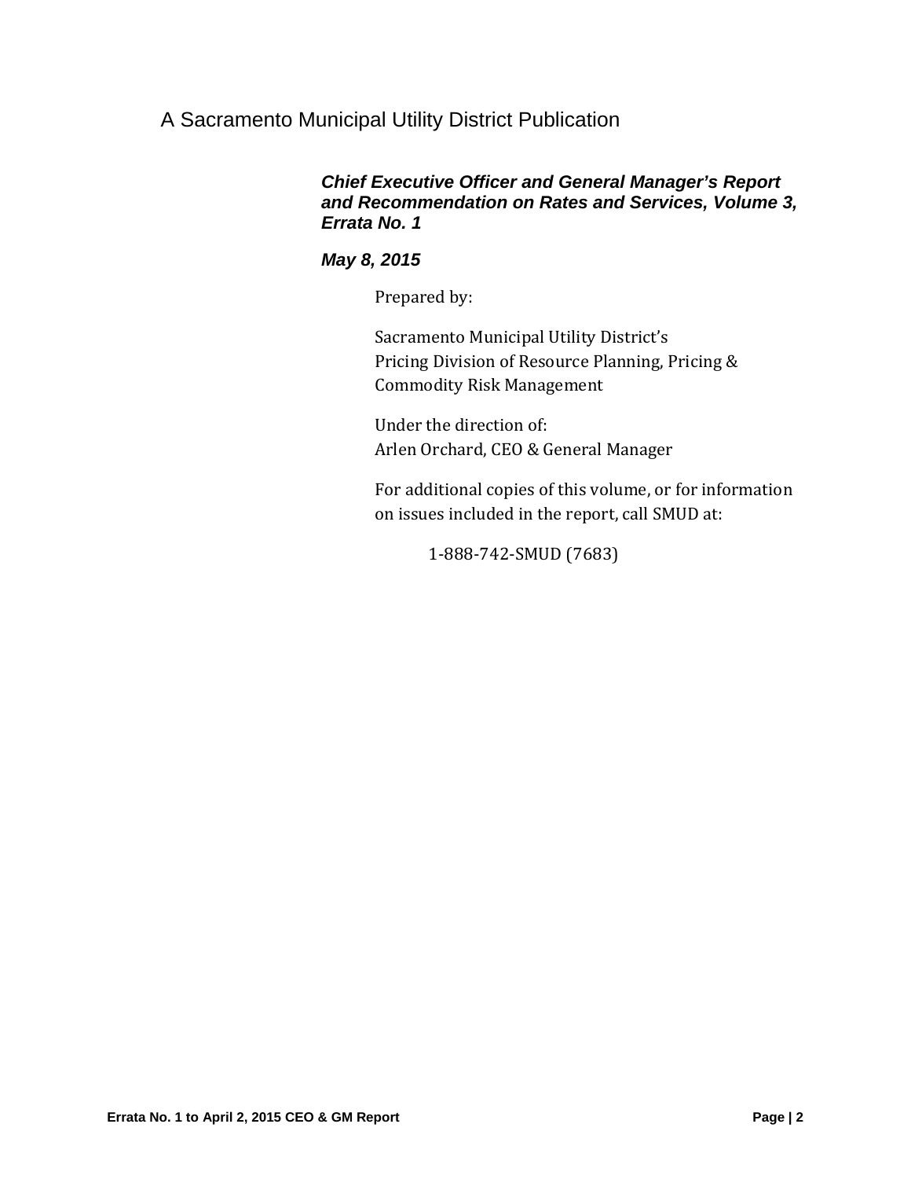A Sacramento Municipal Utility District Publication

***Chief Executive Officer and General Manager's Report and Recommendation on Rates and Services, Volume 3, Errata No. 1***

***May 8, 2015***

Prepared by:

Sacramento Municipal Utility District's
Pricing Division of Resource Planning, Pricing & Commodity Risk Management

Under the direction of:
Arlen Orchard, CEO & General Manager

For additional copies of this volume, or for information on issues included in the report, call SMUD at:

1-888-742-SMUD (7683)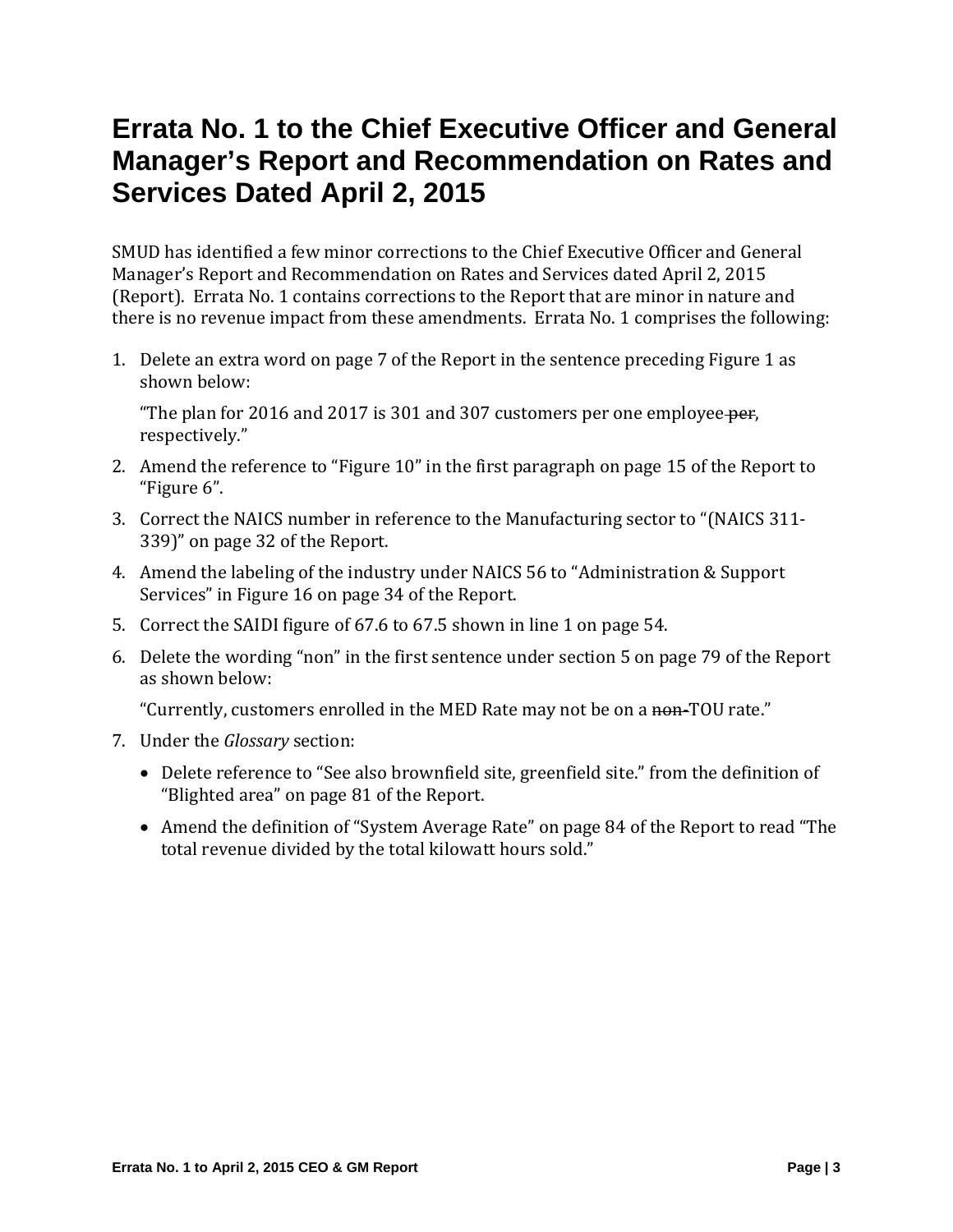# Errata No. 1 to the Chief Executive Officer and General Manager's Report and Recommendation on Rates and Services Dated April 2, 2015

SMUD has identified a few minor corrections to the Chief Executive Officer and General Manager's Report and Recommendation on Rates and Services dated April 2, 2015 (Report). Errata No. 1 contains corrections to the Report that are minor in nature and there is no revenue impact from these amendments. Errata No. 1 comprises the following:

1. Delete an extra word on page 7 of the Report in the sentence preceding Figure 1 as shown below:

   "The plan for 2016 and 2017 is 301 and 307 customers per one employee ~~per~~, respectively."

2. Amend the reference to "Figure 10" in the first paragraph on page 15 of the Report to "Figure 6".
3. Correct the NAICS number in reference to the Manufacturing sector to "(NAICS 311-339)" on page 32 of the Report.
4. Amend the labeling of the industry under NAICS 56 to "Administration & Support Services" in Figure 16 on page 34 of the Report.
5. Correct the SAIDI figure of 67.6 to 67.5 shown in line 1 on page 54.
6. Delete the wording "non" in the first sentence under section 5 on page 79 of the Report as shown below:

   "Currently, customers enrolled in the MED Rate may not be on a ~~non-~~TOU rate."

7. Under the *Glossary* section:
   - Delete reference to "See also brownfield site, greenfield site." from the definition of "Blighted area" on page 81 of the Report.
   - Amend the definition of "System Average Rate" on page 84 of the Report to read "The total revenue divided by the total kilowatt hours sold."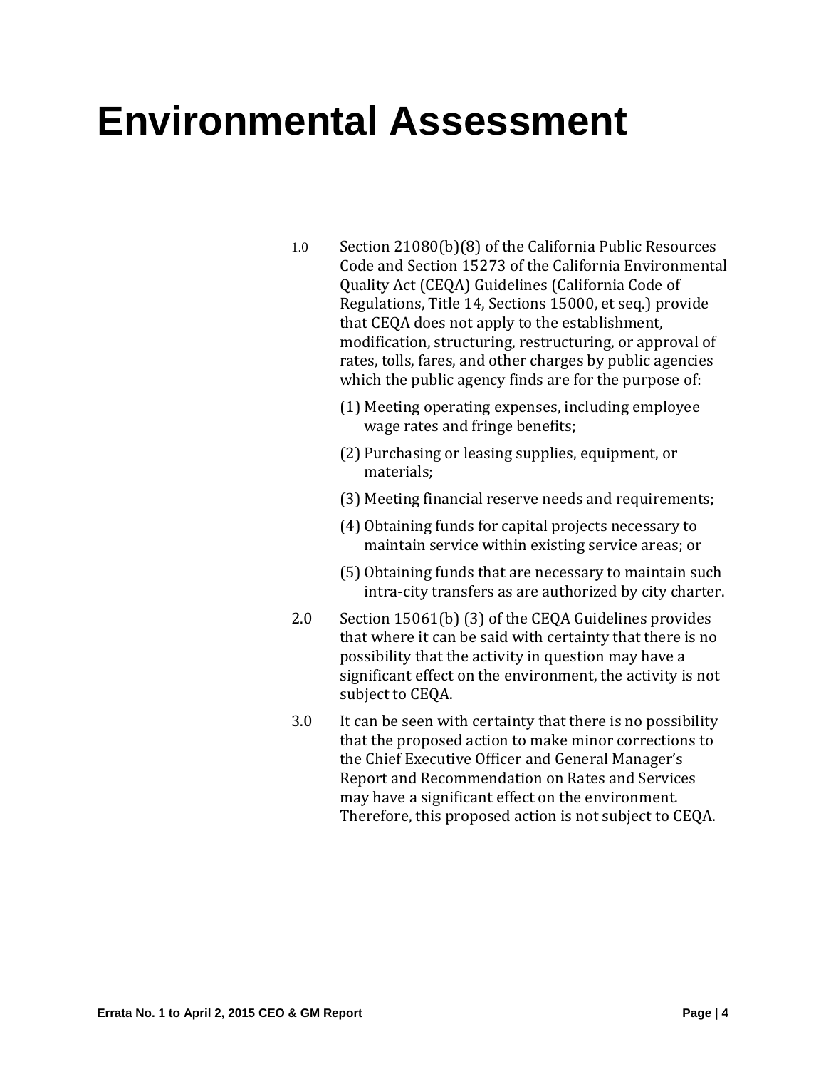# Environmental Assessment

1.0 Section 21080(b)(8) of the California Public Resources Code and Section 15273 of the California Environmental Quality Act (CEQA) Guidelines (California Code of Regulations, Title 14, Sections 15000, et seq.) provide that CEQA does not apply to the establishment, modification, structuring, restructuring, or approval of rates, tolls, fares, and other charges by public agencies which the public agency finds are for the purpose of:

(1) Meeting operating expenses, including employee wage rates and fringe benefits;

(2) Purchasing or leasing supplies, equipment, or materials;

(3) Meeting financial reserve needs and requirements;

(4) Obtaining funds for capital projects necessary to maintain service within existing service areas; or

(5) Obtaining funds that are necessary to maintain such intra-city transfers as are authorized by city charter.

2.0 Section 15061(b) (3) of the CEQA Guidelines provides that where it can be said with certainty that there is no possibility that the activity in question may have a significant effect on the environment, the activity is not subject to CEQA.

3.0 It can be seen with certainty that there is no possibility that the proposed action to make minor corrections to the Chief Executive Officer and General Manager's Report and Recommendation on Rates and Services may have a significant effect on the environment. Therefore, this proposed action is not subject to CEQA.